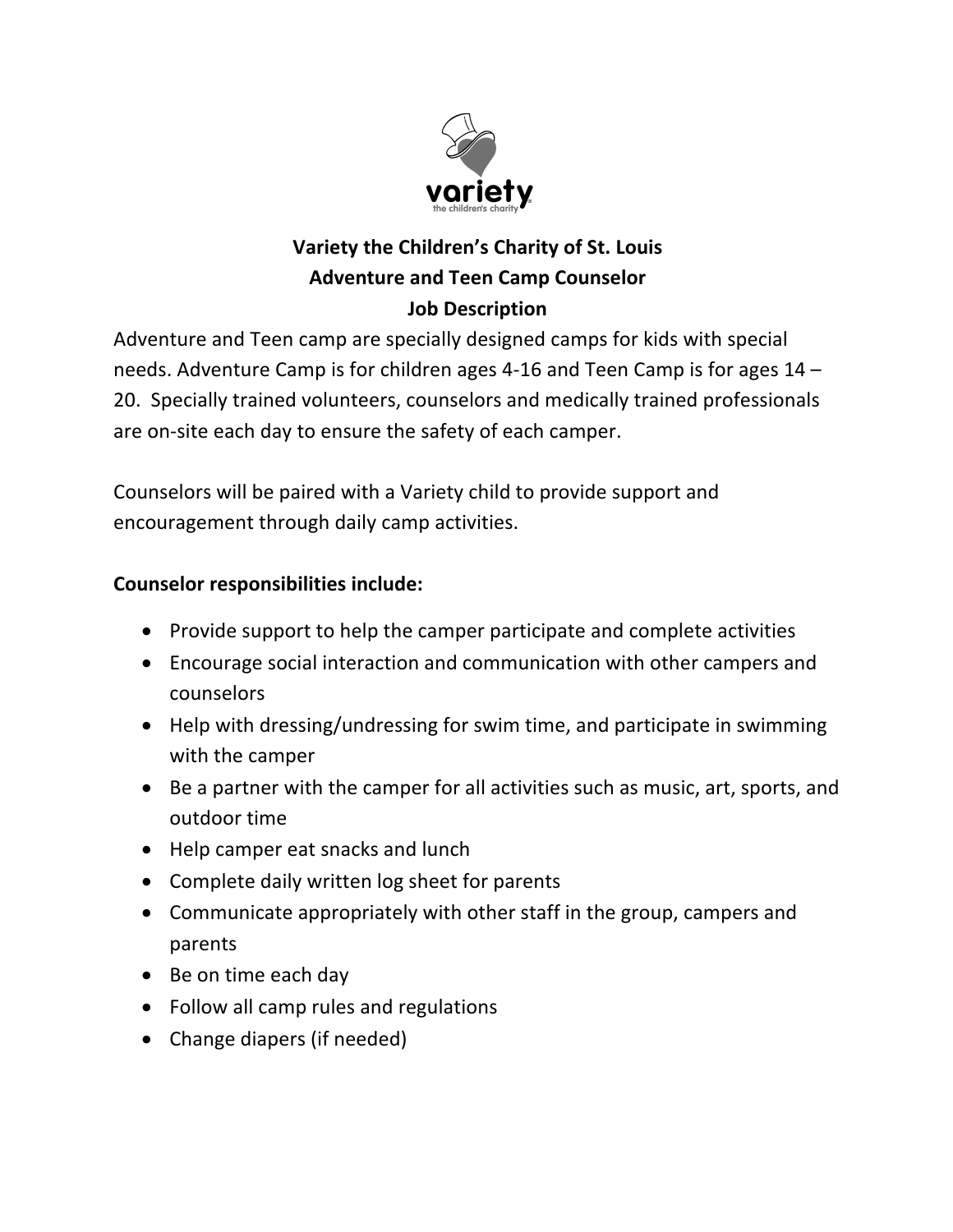# Variety the Children's Charity of St. Louis
## Adventure and Teen Camp Counselor
### Job Description

Adventure and Teen camp are specially designed camps for kids with special needs. Adventure Camp is for children ages 4-16 and Teen Camp is for ages 14 – 20. Specially trained volunteers, counselors and medically trained professionals are on-site each day to ensure the safety of each camper.

Counselors will be paired with a Variety child to provide support and encouragement through daily camp activities.

**Counselor responsibilities include:**

- Provide support to help the camper participate and complete activities
- Encourage social interaction and communication with other campers and counselors
- Help with dressing/undressing for swim time, and participate in swimming with the camper
- Be a partner with the camper for all activities such as music, art, sports, and outdoor time
- Help camper eat snacks and lunch
- Complete daily written log sheet for parents
- Communicate appropriately with other staff in the group, campers and parents
- Be on time each day
- Follow all camp rules and regulations
- Change diapers (if needed)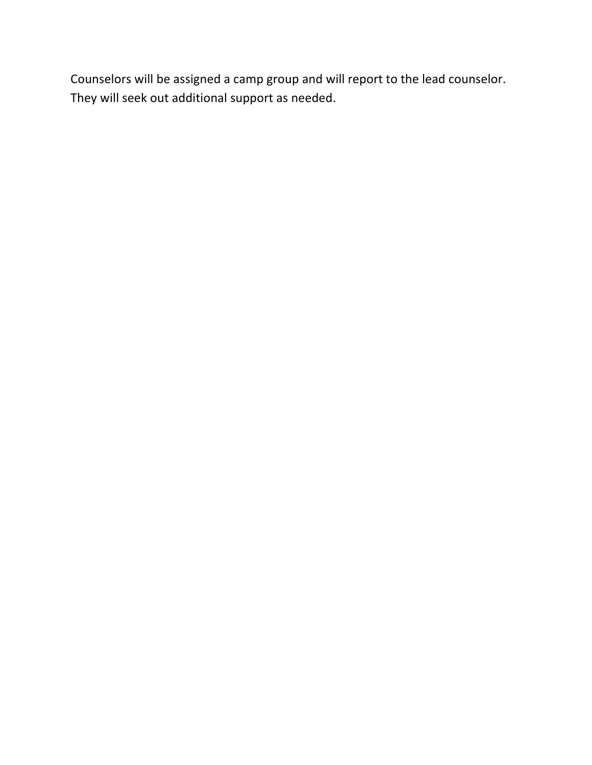Counselors will be assigned a camp group and will report to the lead counselor. They will seek out additional support as needed.